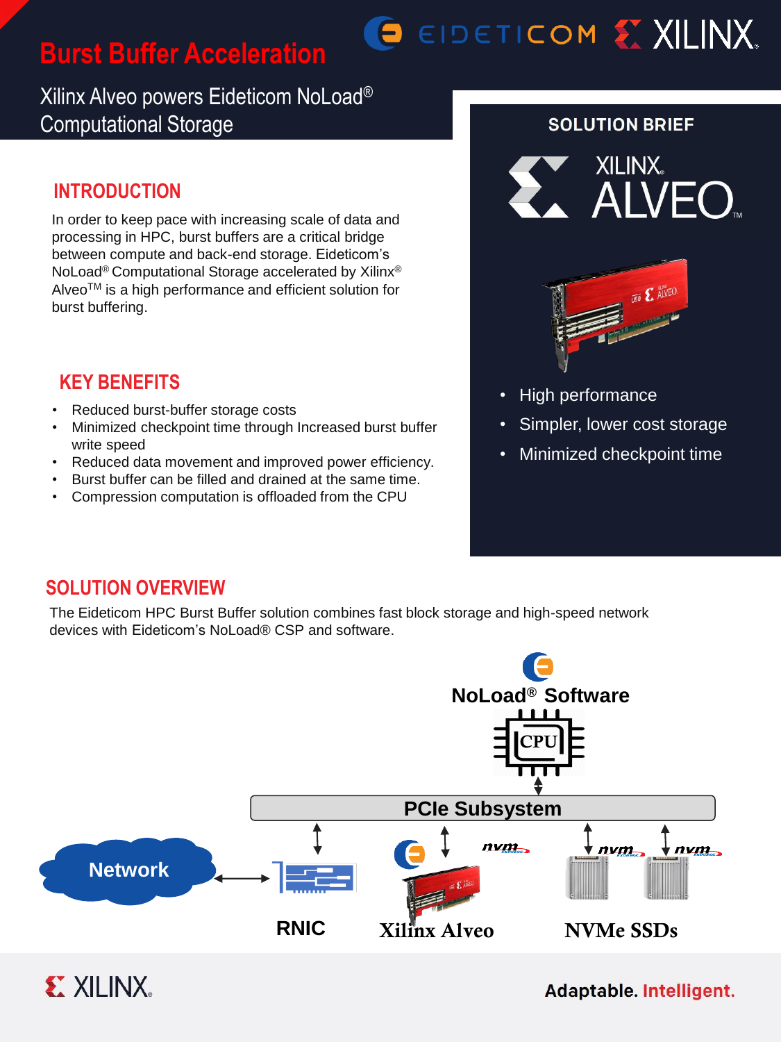# Burst Buffer Acceleration

Xilinx Alveo powers Eideticom NoLoad® Computational Storage

## INTRODUCTION

In order to keep pace with increasing scale of data and processing in HPC, burst buffers are a critical bridge between compute and back-end storage. Eideticom's NoLoad® Computational Storage accelerated by Xilinx® Alveo™ is a high performance and efficient solution for burst buffering.

## KEY BENEFITS

- Reduced burst-buffer storage costs
- Minimized checkpoint time through Increased burst buffer write speed
- Reduced data movement and improved power efficiency.
- Burst buffer can be filled and drained at the same time.
- Compression computation is offloaded from the CPU

## SOLUTION BRIEF

XILINX ALVEO

- High performance
- Simpler, lower cost storage
- Minimized checkpoint time

## SOLUTION OVERVIEW

The Eideticom HPC Burst Buffer solution combines fast block storage and high-speed network devices with Eideticom's NoLoad® CSP and software.

NoLoad® Software

CPU

PCIe Subsystem

Network

RNIC

Xilinx Alveo

NVMe SSDs

Adaptable. Intelligent.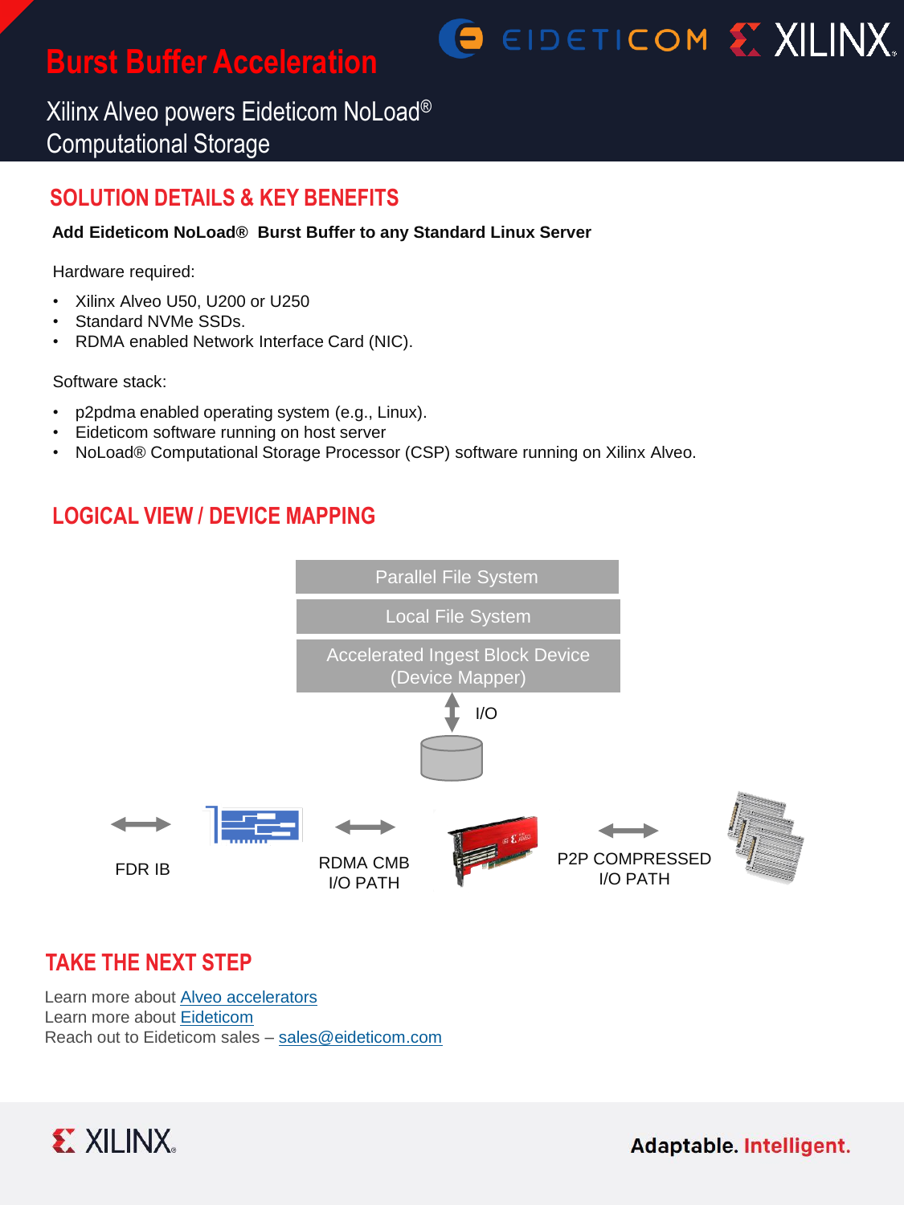# Burst Buffer Acceleration

Xilinx Alveo powers Eideticom NoLoad® Computational Storage

## SOLUTION DETAILS & KEY BENEFITS

**Add Eideticom NoLoad® Burst Buffer to any Standard Linux Server**

Hardware required:

- Xilinx Alveo U50, U200 or U250
- Standard NVMe SSDs.
- RDMA enabled Network Interface Card (NIC).

Software stack:

- p2pdma enabled operating system (e.g., Linux).
- Eideticom software running on host server
- NoLoad® Computational Storage Processor (CSP) software running on Xilinx Alveo.

## LOGICAL VIEW / DEVICE MAPPING

Parallel File System

Local File System

Accelerated Ingest Block Device (Device Mapper)

I/O

FDR IB

RDMA CMB I/O PATH

P2P COMPRESSED I/O PATH

## TAKE THE NEXT STEP

Learn more about Alveo accelerators
Learn more about Eideticom
Reach out to Eideticom sales – sales@eideticom.com

Adaptable. Intelligent.